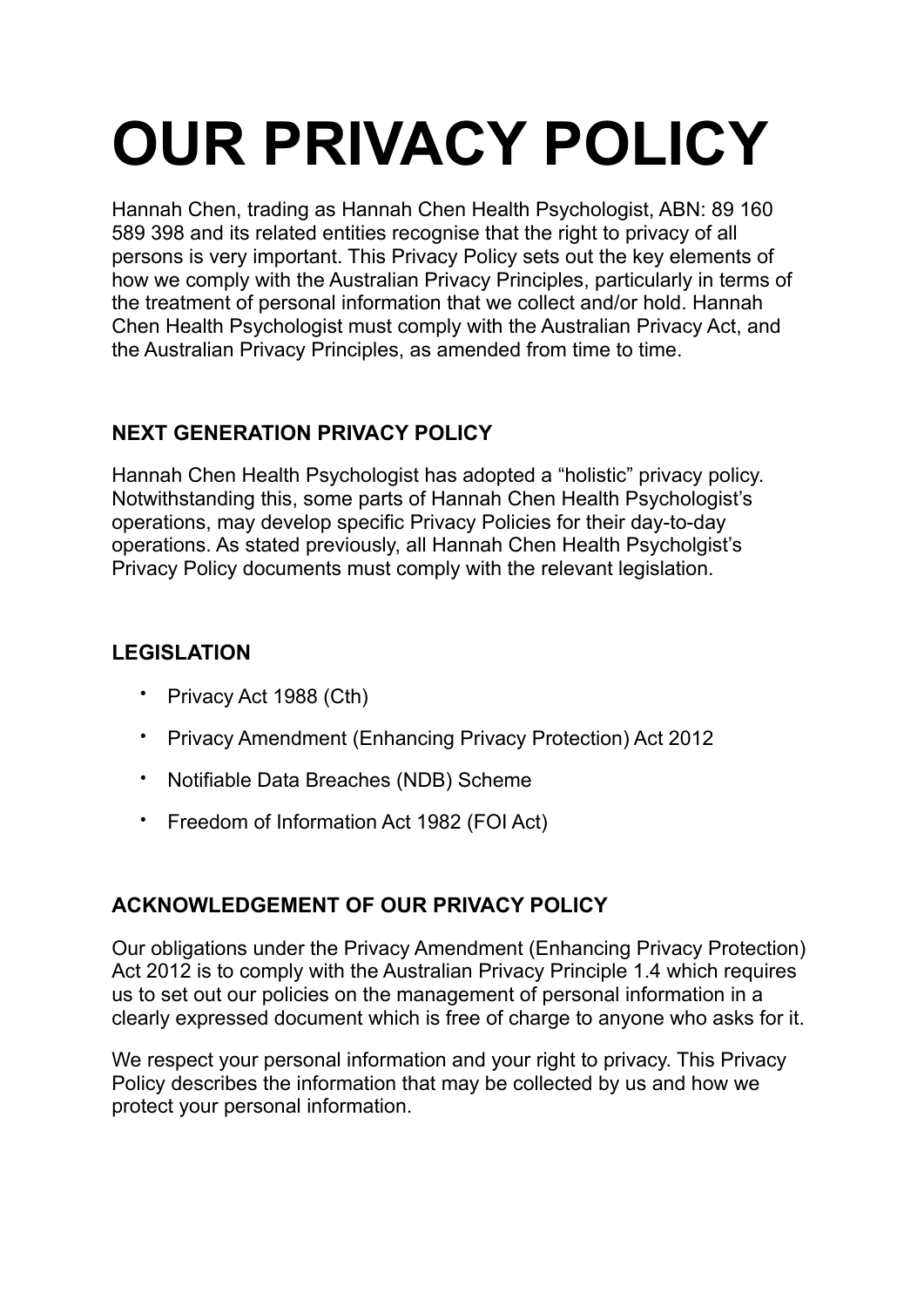# OUR PRIVACY POLICY

Hannah Chen, trading as Hannah Chen Health Psychologist, ABN: 89 160 589 398 and its related entities recognise that the right to privacy of all persons is very important. This Privacy Policy sets out the key elements of how we comply with the Australian Privacy Principles, particularly in terms of the treatment of personal information that we collect and/or hold. Hannah Chen Health Psychologist must comply with the Australian Privacy Act, and the Australian Privacy Principles, as amended from time to time.

### NEXT GENERATION PRIVACY POLICY

Hannah Chen Health Psychologist has adopted a "holistic" privacy policy. Notwithstanding this, some parts of Hannah Chen Health Psychologist's operations, may develop specific Privacy Policies for their day-to-day operations. As stated previously, all Hannah Chen Health Psycholgist's Privacy Policy documents must comply with the relevant legislation.

### LEGISLATION

- Privacy Act 1988 (Cth)
- Privacy Amendment (Enhancing Privacy Protection) Act 2012
- Notifiable Data Breaches (NDB) Scheme
- Freedom of Information Act 1982 (FOI Act)

### ACKNOWLEDGEMENT OF OUR PRIVACY POLICY

Our obligations under the Privacy Amendment (Enhancing Privacy Protection) Act 2012 is to comply with the Australian Privacy Principle 1.4 which requires us to set out our policies on the management of personal information in a clearly expressed document which is free of charge to anyone who asks for it.

We respect your personal information and your right to privacy. This Privacy Policy describes the information that may be collected by us and how we protect your personal information.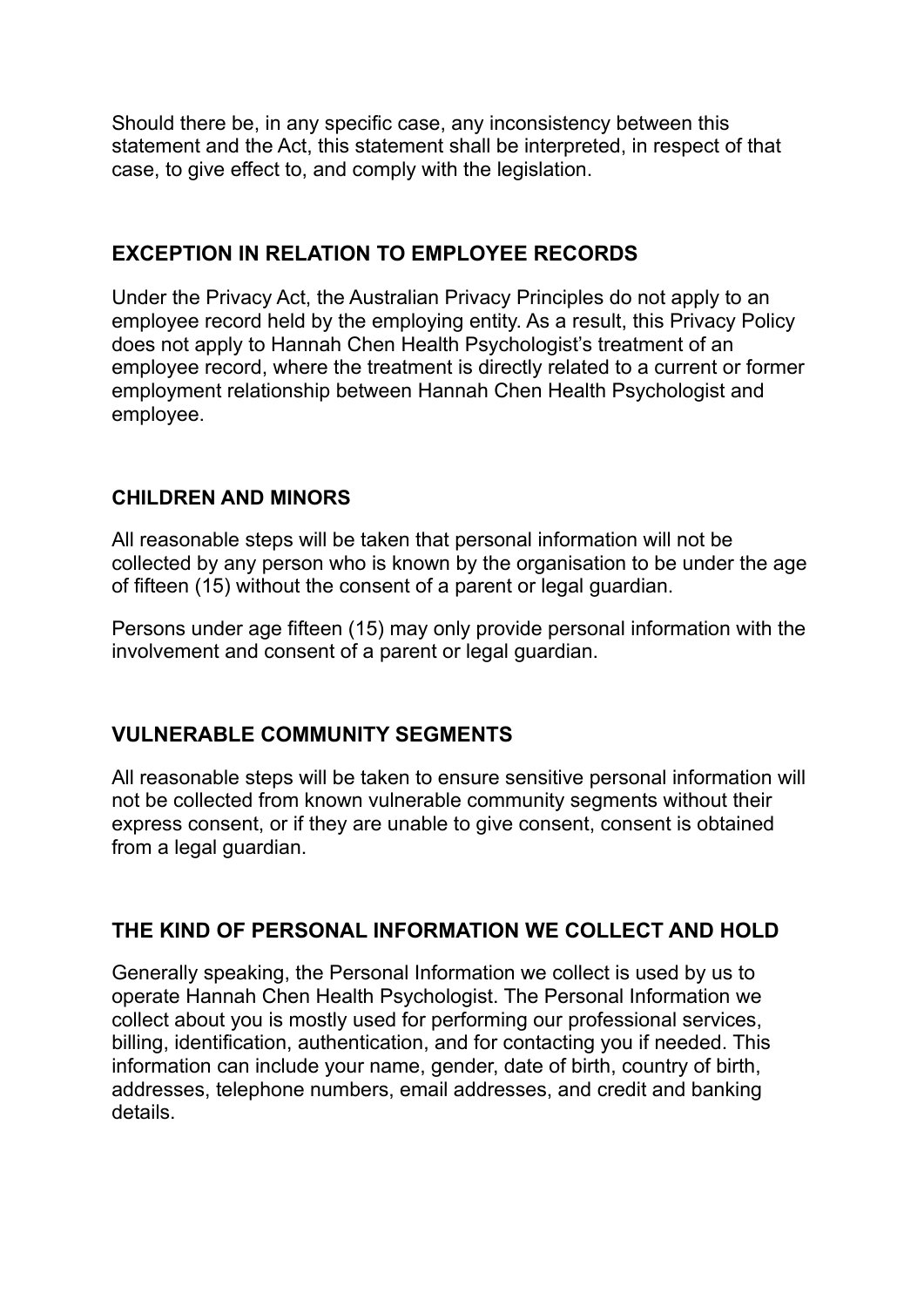Should there be, in any specific case, any inconsistency between this statement and the Act, this statement shall be interpreted, in respect of that case, to give effect to, and comply with the legislation.

## EXCEPTION IN RELATION TO EMPLOYEE RECORDS

Under the Privacy Act, the Australian Privacy Principles do not apply to an employee record held by the employing entity. As a result, this Privacy Policy does not apply to Hannah Chen Health Psychologist's treatment of an employee record, where the treatment is directly related to a current or former employment relationship between Hannah Chen Health Psychologist and employee.

## CHILDREN AND MINORS

All reasonable steps will be taken that personal information will not be collected by any person who is known by the organisation to be under the age of fifteen (15) without the consent of a parent or legal guardian.

Persons under age fifteen (15) may only provide personal information with the involvement and consent of a parent or legal guardian.

## VULNERABLE COMMUNITY SEGMENTS

All reasonable steps will be taken to ensure sensitive personal information will not be collected from known vulnerable community segments without their express consent, or if they are unable to give consent, consent is obtained from a legal guardian.

## THE KIND OF PERSONAL INFORMATION WE COLLECT AND HOLD

Generally speaking, the Personal Information we collect is used by us to operate Hannah Chen Health Psychologist. The Personal Information we collect about you is mostly used for performing our professional services, billing, identification, authentication, and for contacting you if needed. This information can include your name, gender, date of birth, country of birth, addresses, telephone numbers, email addresses, and credit and banking details.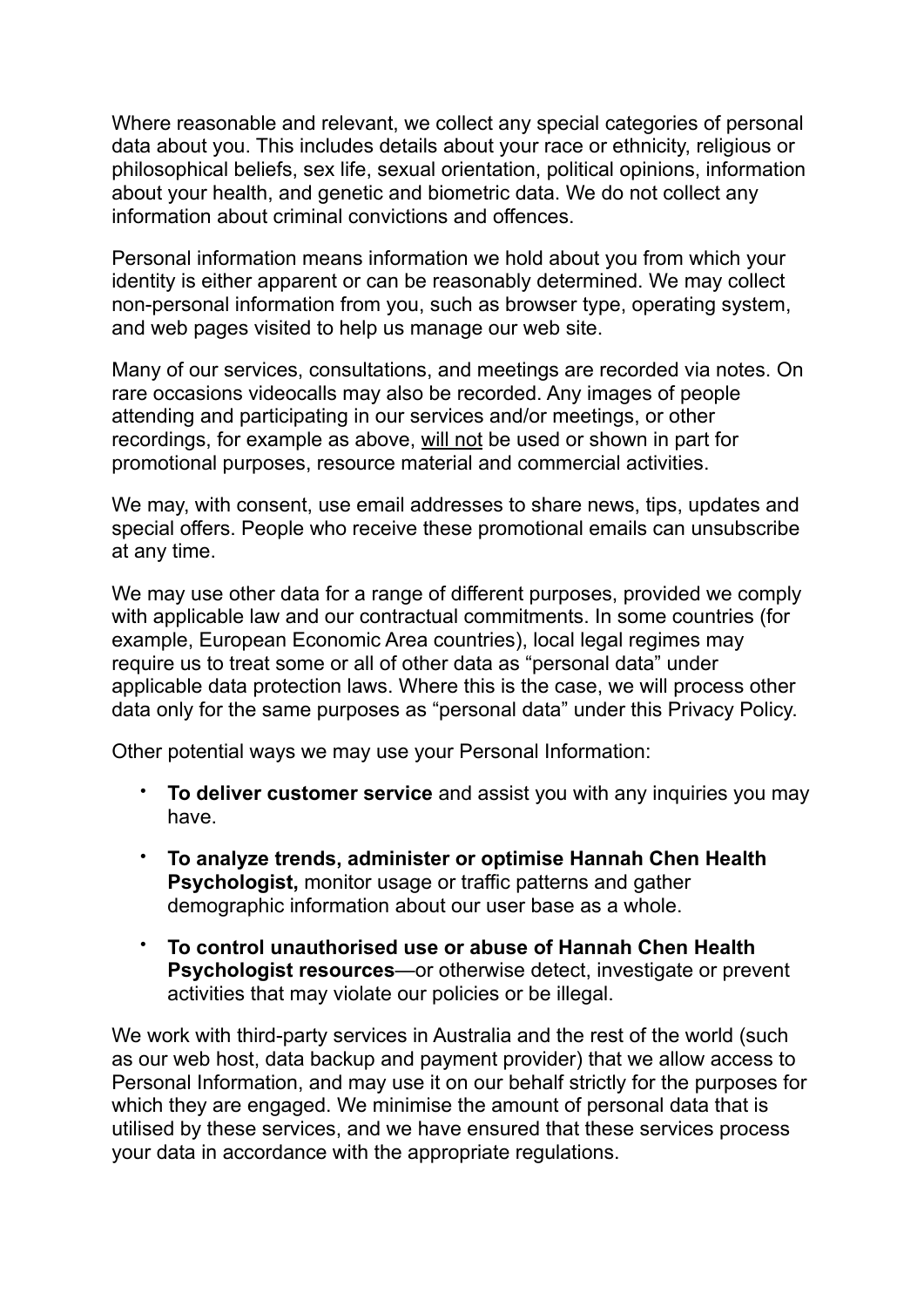Where reasonable and relevant, we collect any special categories of personal data about you. This includes details about your race or ethnicity, religious or philosophical beliefs, sex life, sexual orientation, political opinions, information about your health, and genetic and biometric data. We do not collect any information about criminal convictions and offences.

Personal information means information we hold about you from which your identity is either apparent or can be reasonably determined. We may collect non-personal information from you, such as browser type, operating system, and web pages visited to help us manage our web site.

Many of our services, consultations, and meetings are recorded via notes. On rare occasions videocalls may also be recorded. Any images of people attending and participating in our services and/or meetings, or other recordings, for example as above, <u>will not</u> be used or shown in part for promotional purposes, resource material and commercial activities.

We may, with consent, use email addresses to share news, tips, updates and special offers. People who receive these promotional emails can unsubscribe at any time.

We may use other data for a range of different purposes, provided we comply with applicable law and our contractual commitments. In some countries (for example, European Economic Area countries), local legal regimes may require us to treat some or all of other data as "personal data" under applicable data protection laws. Where this is the case, we will process other data only for the same purposes as "personal data" under this Privacy Policy.

Other potential ways we may use your Personal Information:

- **To deliver customer service** and assist you with any inquiries you may have.
- **To analyze trends, administer or optimise Hannah Chen Health Psychologist,** monitor usage or traffic patterns and gather demographic information about our user base as a whole.
- **To control unauthorised use or abuse of Hannah Chen Health Psychologist resources**—or otherwise detect, investigate or prevent activities that may violate our policies or be illegal.

We work with third-party services in Australia and the rest of the world (such as our web host, data backup and payment provider) that we allow access to Personal Information, and may use it on our behalf strictly for the purposes for which they are engaged. We minimise the amount of personal data that is utilised by these services, and we have ensured that these services process your data in accordance with the appropriate regulations.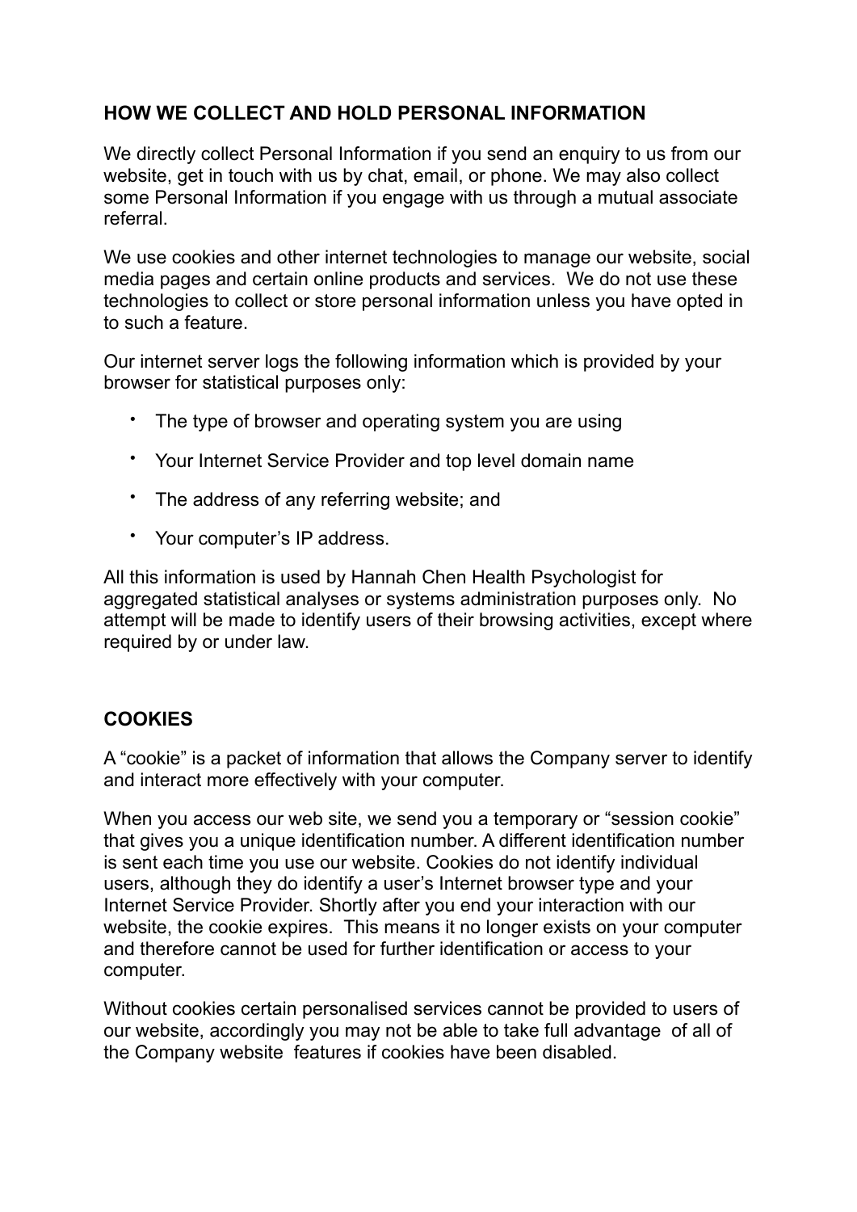## HOW WE COLLECT AND HOLD PERSONAL INFORMATION

We directly collect Personal Information if you send an enquiry to us from our website, get in touch with us by chat, email, or phone. We may also collect some Personal Information if you engage with us through a mutual associate referral.

We use cookies and other internet technologies to manage our website, social media pages and certain online products and services. We do not use these technologies to collect or store personal information unless you have opted in to such a feature.

Our internet server logs the following information which is provided by your browser for statistical purposes only:

- The type of browser and operating system you are using
- Your Internet Service Provider and top level domain name
- The address of any referring website; and
- Your computer's IP address.

All this information is used by Hannah Chen Health Psychologist for aggregated statistical analyses or systems administration purposes only. No attempt will be made to identify users of their browsing activities, except where required by or under law.

## COOKIES

A "cookie" is a packet of information that allows the Company server to identify and interact more effectively with your computer.

When you access our web site, we send you a temporary or "session cookie" that gives you a unique identification number. A different identification number is sent each time you use our website. Cookies do not identify individual users, although they do identify a user's Internet browser type and your Internet Service Provider. Shortly after you end your interaction with our website, the cookie expires. This means it no longer exists on your computer and therefore cannot be used for further identification or access to your computer.

Without cookies certain personalised services cannot be provided to users of our website, accordingly you may not be able to take full advantage of all of the Company website features if cookies have been disabled.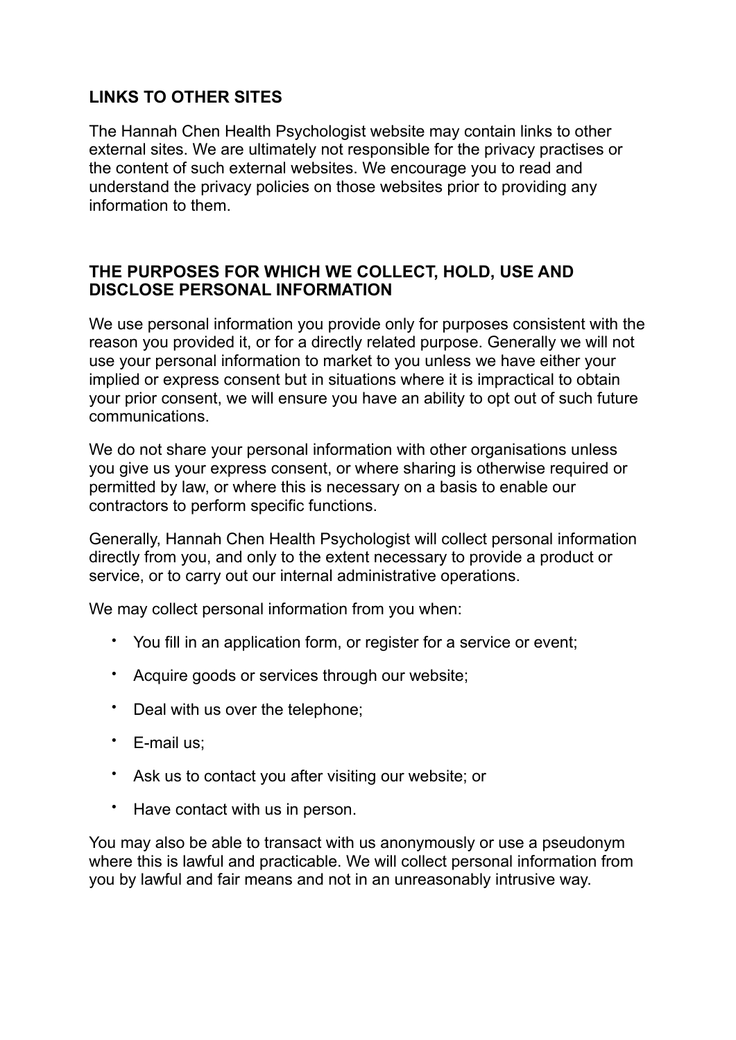## LINKS TO OTHER SITES

The Hannah Chen Health Psychologist website may contain links to other external sites. We are ultimately not responsible for the privacy practises or the content of such external websites. We encourage you to read and understand the privacy policies on those websites prior to providing any information to them.

## THE PURPOSES FOR WHICH WE COLLECT, HOLD, USE AND DISCLOSE PERSONAL INFORMATION

We use personal information you provide only for purposes consistent with the reason you provided it, or for a directly related purpose. Generally we will not use your personal information to market to you unless we have either your implied or express consent but in situations where it is impractical to obtain your prior consent, we will ensure you have an ability to opt out of such future communications.

We do not share your personal information with other organisations unless you give us your express consent, or where sharing is otherwise required or permitted by law, or where this is necessary on a basis to enable our contractors to perform specific functions.

Generally, Hannah Chen Health Psychologist will collect personal information directly from you, and only to the extent necessary to provide a product or service, or to carry out our internal administrative operations.

We may collect personal information from you when:

- You fill in an application form, or register for a service or event;
- Acquire goods or services through our website;
- Deal with us over the telephone;
- E-mail us;
- Ask us to contact you after visiting our website; or
- Have contact with us in person.

You may also be able to transact with us anonymously or use a pseudonym where this is lawful and practicable. We will collect personal information from you by lawful and fair means and not in an unreasonably intrusive way.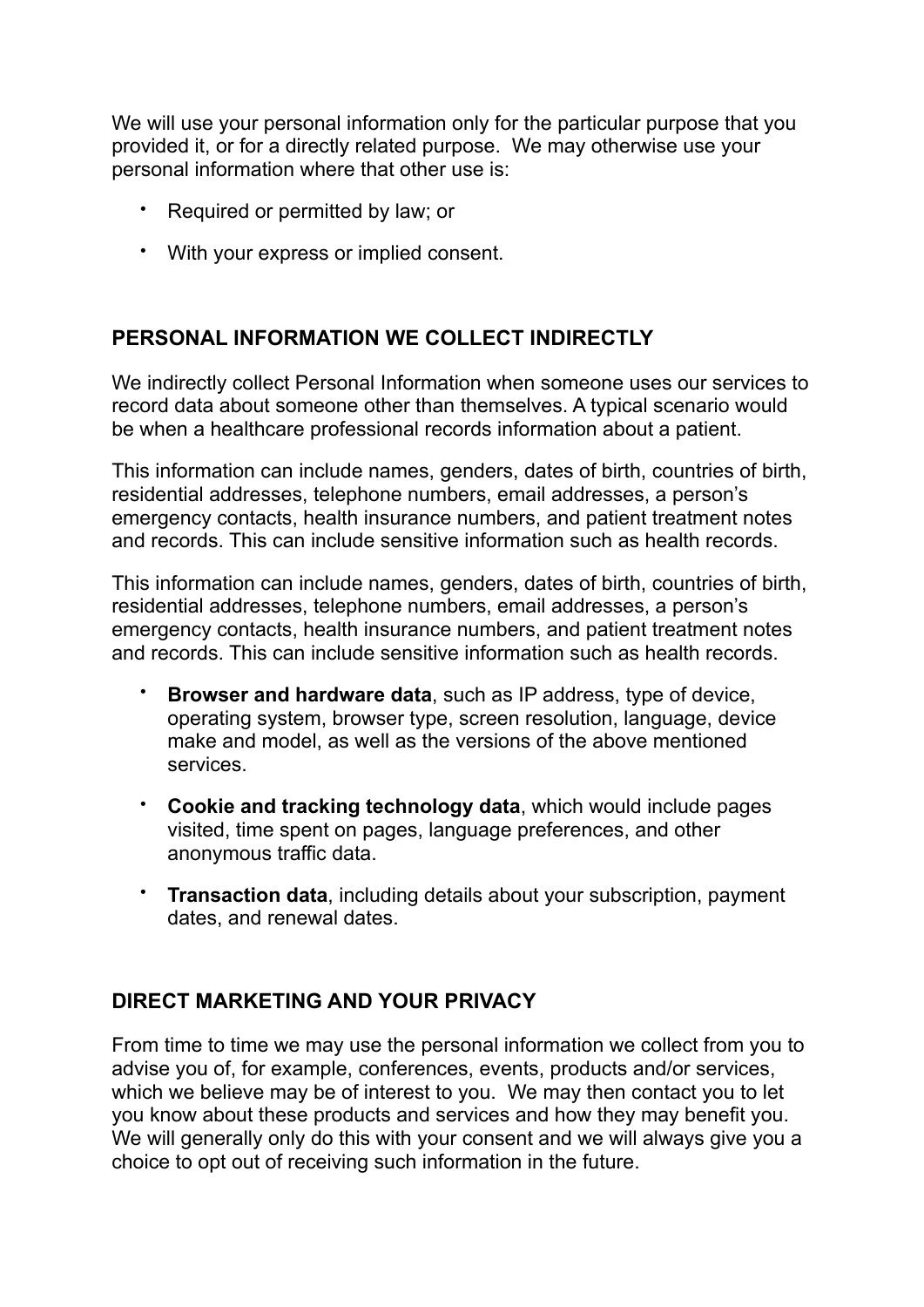We will use your personal information only for the particular purpose that you provided it, or for a directly related purpose.  We may otherwise use your personal information where that other use is:

- Required or permitted by law; or
- With your express or implied consent.

## PERSONAL INFORMATION WE COLLECT INDIRECTLY

We indirectly collect Personal Information when someone uses our services to record data about someone other than themselves. A typical scenario would be when a healthcare professional records information about a patient.

This information can include names, genders, dates of birth, countries of birth, residential addresses, telephone numbers, email addresses, a person's emergency contacts, health insurance numbers, and patient treatment notes and records. This can include sensitive information such as health records.

This information can include names, genders, dates of birth, countries of birth, residential addresses, telephone numbers, email addresses, a person's emergency contacts, health insurance numbers, and patient treatment notes and records. This can include sensitive information such as health records.

- **Browser and hardware data**, such as IP address, type of device, operating system, browser type, screen resolution, language, device make and model, as well as the versions of the above mentioned services.
- **Cookie and tracking technology data**, which would include pages visited, time spent on pages, language preferences, and other anonymous traffic data.
- **Transaction data**, including details about your subscription, payment dates, and renewal dates.

## DIRECT MARKETING AND YOUR PRIVACY

From time to time we may use the personal information we collect from you to advise you of, for example, conferences, events, products and/or services, which we believe may be of interest to you.  We may then contact you to let you know about these products and services and how they may benefit you. We will generally only do this with your consent and we will always give you a choice to opt out of receiving such information in the future.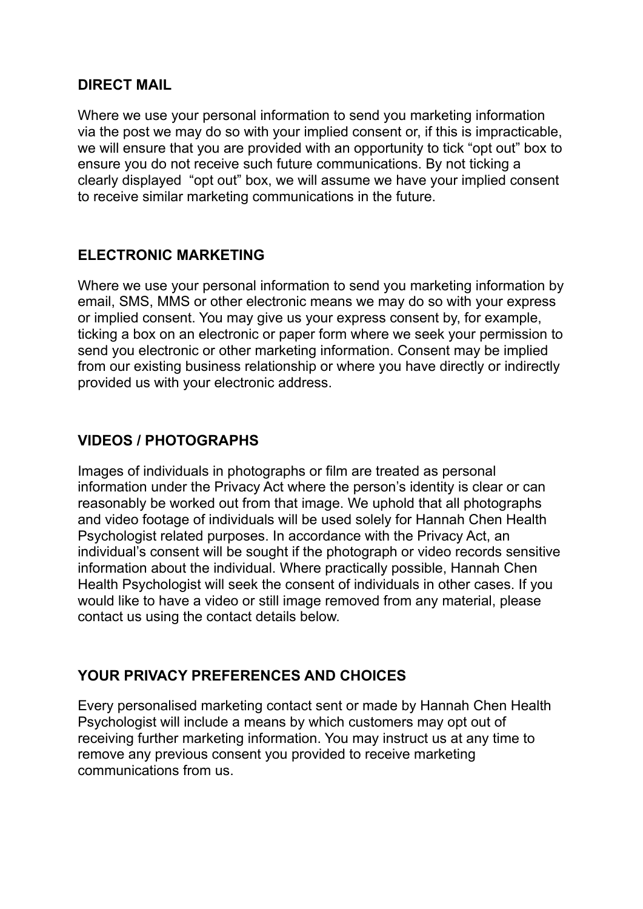## DIRECT MAIL

Where we use your personal information to send you marketing information via the post we may do so with your implied consent or, if this is impracticable, we will ensure that you are provided with an opportunity to tick "opt out" box to ensure you do not receive such future communications. By not ticking a clearly displayed "opt out" box, we will assume we have your implied consent to receive similar marketing communications in the future.

## ELECTRONIC MARKETING

Where we use your personal information to send you marketing information by email, SMS, MMS or other electronic means we may do so with your express or implied consent. You may give us your express consent by, for example, ticking a box on an electronic or paper form where we seek your permission to send you electronic or other marketing information. Consent may be implied from our existing business relationship or where you have directly or indirectly provided us with your electronic address.

## VIDEOS / PHOTOGRAPHS

Images of individuals in photographs or film are treated as personal information under the Privacy Act where the person's identity is clear or can reasonably be worked out from that image. We uphold that all photographs and video footage of individuals will be used solely for Hannah Chen Health Psychologist related purposes. In accordance with the Privacy Act, an individual's consent will be sought if the photograph or video records sensitive information about the individual. Where practically possible, Hannah Chen Health Psychologist will seek the consent of individuals in other cases. If you would like to have a video or still image removed from any material, please contact us using the contact details below.

## YOUR PRIVACY PREFERENCES AND CHOICES

Every personalised marketing contact sent or made by Hannah Chen Health Psychologist will include a means by which customers may opt out of receiving further marketing information. You may instruct us at any time to remove any previous consent you provided to receive marketing communications from us.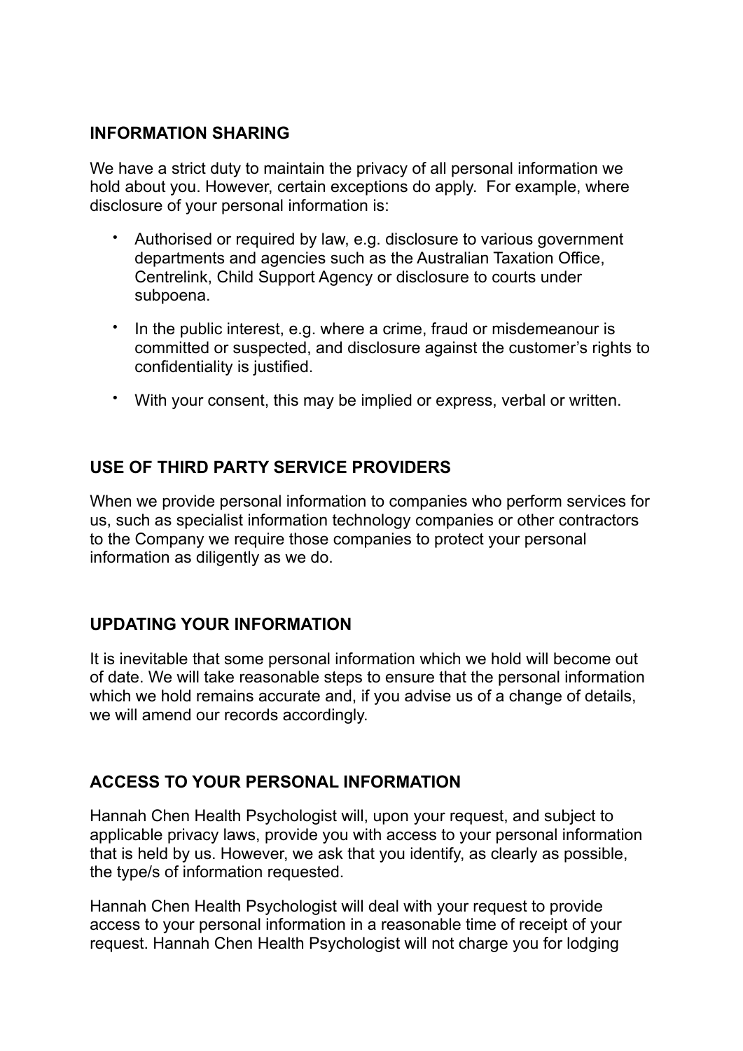## INFORMATION SHARING

We have a strict duty to maintain the privacy of all personal information we hold about you. However, certain exceptions do apply. For example, where disclosure of your personal information is:

- Authorised or required by law, e.g. disclosure to various government departments and agencies such as the Australian Taxation Office, Centrelink, Child Support Agency or disclosure to courts under subpoena.
- In the public interest, e.g. where a crime, fraud or misdemeanour is committed or suspected, and disclosure against the customer's rights to confidentiality is justified.
- With your consent, this may be implied or express, verbal or written.

## USE OF THIRD PARTY SERVICE PROVIDERS

When we provide personal information to companies who perform services for us, such as specialist information technology companies or other contractors to the Company we require those companies to protect your personal information as diligently as we do.

## UPDATING YOUR INFORMATION

It is inevitable that some personal information which we hold will become out of date. We will take reasonable steps to ensure that the personal information which we hold remains accurate and, if you advise us of a change of details, we will amend our records accordingly.

## ACCESS TO YOUR PERSONAL INFORMATION

Hannah Chen Health Psychologist will, upon your request, and subject to applicable privacy laws, provide you with access to your personal information that is held by us. However, we ask that you identify, as clearly as possible, the type/s of information requested.

Hannah Chen Health Psychologist will deal with your request to provide access to your personal information in a reasonable time of receipt of your request. Hannah Chen Health Psychologist will not charge you for lodging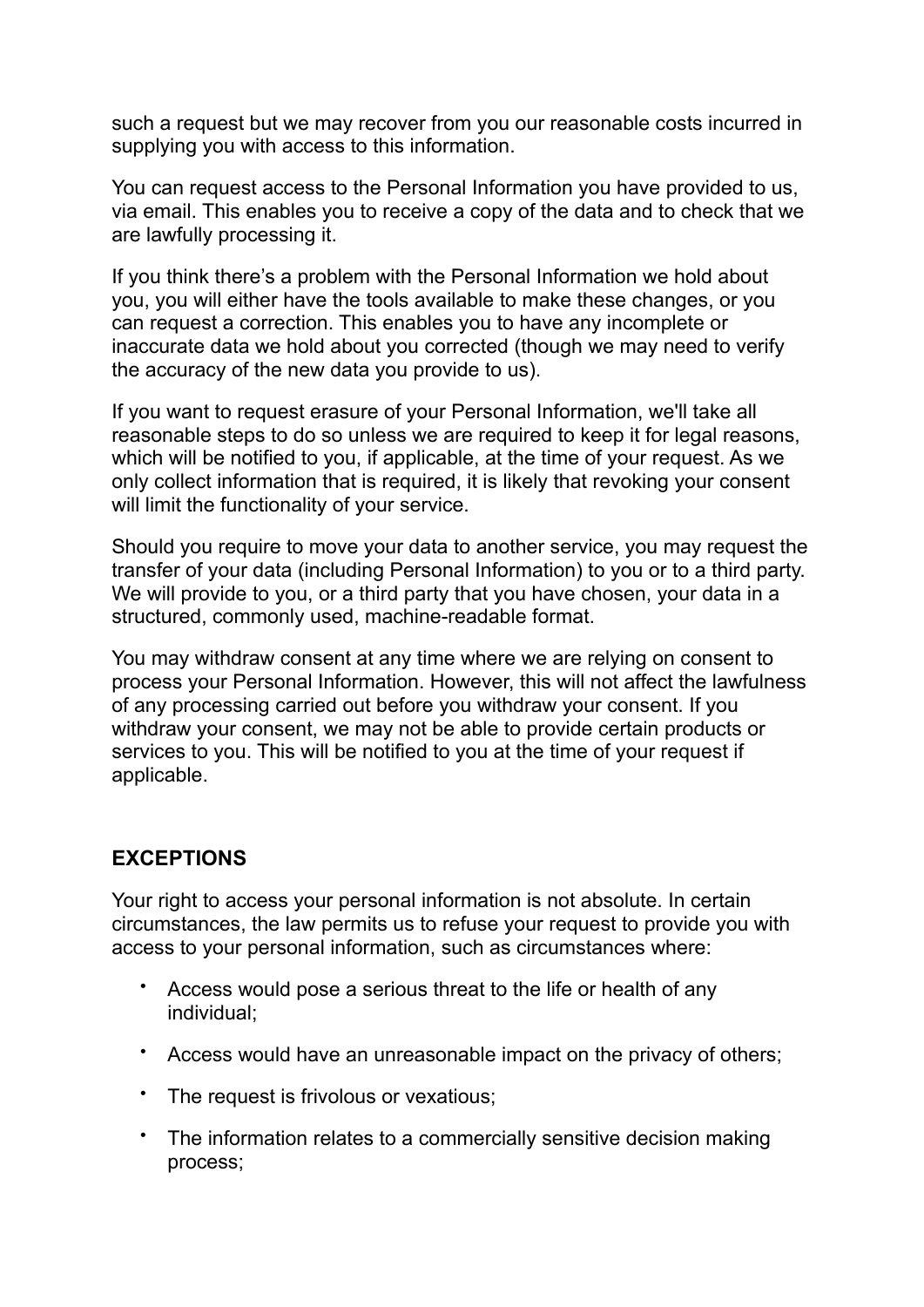such a request but we may recover from you our reasonable costs incurred in supplying you with access to this information.

You can request access to the Personal Information you have provided to us, via email. This enables you to receive a copy of the data and to check that we are lawfully processing it.

If you think there's a problem with the Personal Information we hold about you, you will either have the tools available to make these changes, or you can request a correction. This enables you to have any incomplete or inaccurate data we hold about you corrected (though we may need to verify the accuracy of the new data you provide to us).

If you want to request erasure of your Personal Information, we'll take all reasonable steps to do so unless we are required to keep it for legal reasons, which will be notified to you, if applicable, at the time of your request. As we only collect information that is required, it is likely that revoking your consent will limit the functionality of your service.

Should you require to move your data to another service, you may request the transfer of your data (including Personal Information) to you or to a third party. We will provide to you, or a third party that you have chosen, your data in a structured, commonly used, machine-readable format.

You may withdraw consent at any time where we are relying on consent to process your Personal Information. However, this will not affect the lawfulness of any processing carried out before you withdraw your consent. If you withdraw your consent, we may not be able to provide certain products or services to you. This will be notified to you at the time of your request if applicable.

## EXCEPTIONS

Your right to access your personal information is not absolute. In certain circumstances, the law permits us to refuse your request to provide you with access to your personal information, such as circumstances where:

- Access would pose a serious threat to the life or health of any individual;
- Access would have an unreasonable impact on the privacy of others;
- The request is frivolous or vexatious;
- The information relates to a commercially sensitive decision making process;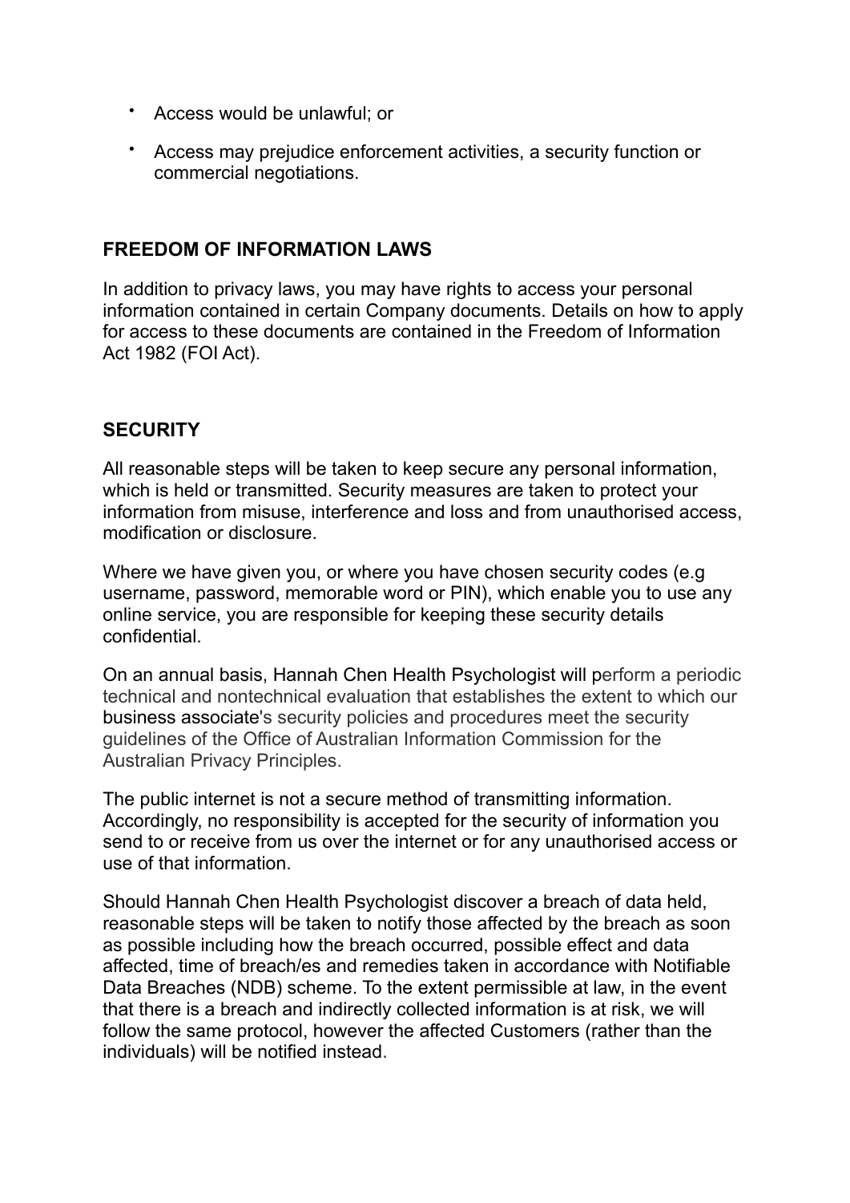- Access would be unlawful; or
- Access may prejudice enforcement activities, a security function or commercial negotiations.

## FREEDOM OF INFORMATION LAWS

In addition to privacy laws, you may have rights to access your personal information contained in certain Company documents. Details on how to apply for access to these documents are contained in the Freedom of Information Act 1982 (FOI Act).

## SECURITY

All reasonable steps will be taken to keep secure any personal information, which is held or transmitted. Security measures are taken to protect your information from misuse, interference and loss and from unauthorised access, modification or disclosure.

Where we have given you, or where you have chosen security codes (e.g username, password, memorable word or PIN), which enable you to use any online service, you are responsible for keeping these security details confidential.

On an annual basis, Hannah Chen Health Psychologist will perform a periodic technical and nontechnical evaluation that establishes the extent to which our business associate's security policies and procedures meet the security guidelines of the Office of Australian Information Commission for the Australian Privacy Principles.

The public internet is not a secure method of transmitting information. Accordingly, no responsibility is accepted for the security of information you send to or receive from us over the internet or for any unauthorised access or use of that information.

Should Hannah Chen Health Psychologist discover a breach of data held, reasonable steps will be taken to notify those affected by the breach as soon as possible including how the breach occurred, possible effect and data affected, time of breach/es and remedies taken in accordance with Notifiable Data Breaches (NDB) scheme. To the extent permissible at law, in the event that there is a breach and indirectly collected information is at risk, we will follow the same protocol, however the affected Customers (rather than the individuals) will be notified instead.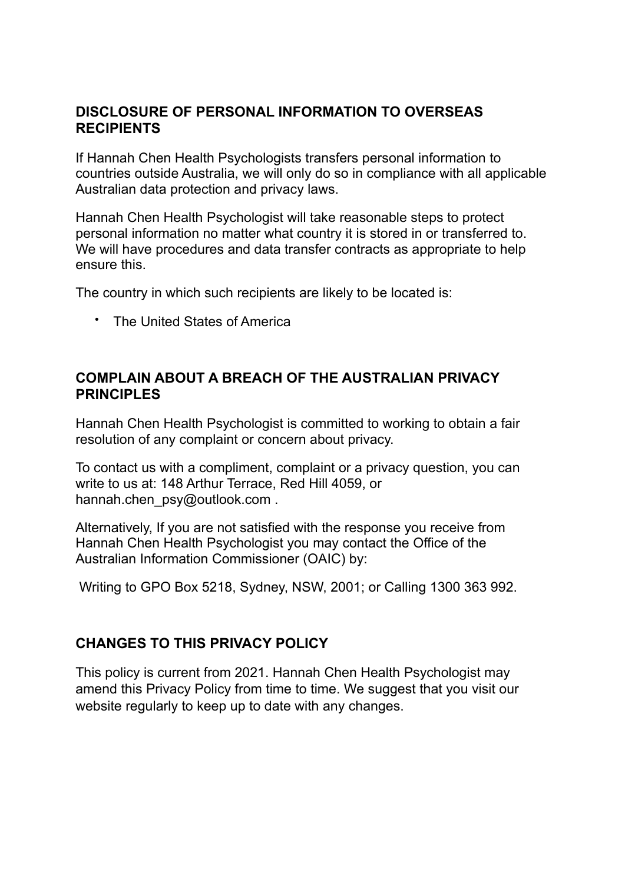## DISCLOSURE OF PERSONAL INFORMATION TO OVERSEAS RECIPIENTS

If Hannah Chen Health Psychologists transfers personal information to countries outside Australia, we will only do so in compliance with all applicable Australian data protection and privacy laws.

Hannah Chen Health Psychologist will take reasonable steps to protect personal information no matter what country it is stored in or transferred to. We will have procedures and data transfer contracts as appropriate to help ensure this.

The country in which such recipients are likely to be located is:

- The United States of America

## COMPLAIN ABOUT A BREACH OF THE AUSTRALIAN PRIVACY PRINCIPLES

Hannah Chen Health Psychologist is committed to working to obtain a fair resolution of any complaint or concern about privacy.

To contact us with a compliment, complaint or a privacy question, you can write to us at: 148 Arthur Terrace, Red Hill 4059, or hannah.chen_psy@outlook.com .

Alternatively, If you are not satisfied with the response you receive from Hannah Chen Health Psychologist you may contact the Office of the Australian Information Commissioner (OAIC) by:

Writing to GPO Box 5218, Sydney, NSW, 2001; or Calling 1300 363 992.

## CHANGES TO THIS PRIVACY POLICY

This policy is current from 2021. Hannah Chen Health Psychologist may amend this Privacy Policy from time to time. We suggest that you visit our website regularly to keep up to date with any changes.